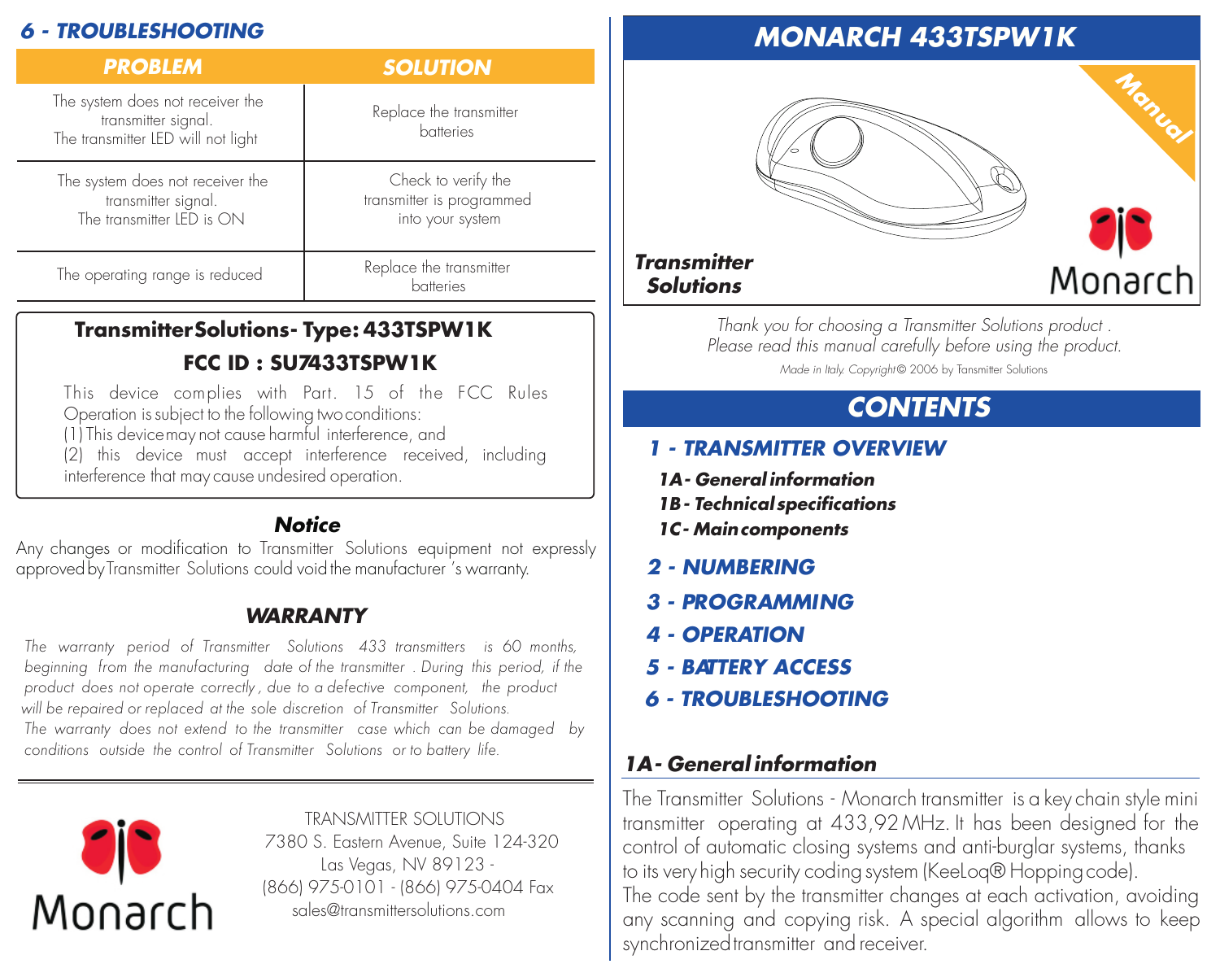## 6 - TROUBLESHOOTING

| PROBLEM | SOLUTION |
|---|---|
| The system does not receiver the transmitter signal. The transmitter LED will not light | Replace the transmitter batteries |
| The system does not receiver the transmitter signal. The transmitter LED is ON | Check to verify the transmitter is programmed into your system |
| The operating range is reduced | Replace the transmitter batteries |

**TransmitterSolutions- Type: 433TSPW1K**

**FCC ID : SU7433TSPW1K**

This device complies with Part. 15 of the FCC Rules Operation is subject to the following two conditions:
(1) This device may not cause harmful interference, and
(2) this device must accept interference received, including interference that may cause undesired operation.

### *Notice*

Any changes or modification to Transmitter Solutions equipment not expressly approved by Transmitter Solutions could void the manufacturer 's warranty.

### *WARRANTY*

*The warranty period of Transmitter Solutions 433 transmitters is 60 months, beginning from the manufacturing date of the transmitter . During this period, if the product does not operate correctly , due to a defective component, the product will be repaired or replaced at the sole discretion of Transmitter Solutions. The warranty does not extend to the transmitter case which can be damaged by conditions outside the control of Transmitter Solutions or to battery life.*

Monarch

TRANSMITTER SOLUTIONS
7380 S. Eastern Avenue, Suite 124-320
Las Vegas, NV 89123 -
(866) 975-0101 - (866) 975-0404 Fax
sales@transmittersolutions.com

# MONARCH 433TSPW1K

Manual

**Transmitter Solutions**

Monarch

*Thank you for choosing a Transmitter Solutions product . Please read this manual carefully before using the product.*

*Made in Italy. Copyright© 2006 by Tansmitter Solutions*

## CONTENTS

**1 - TRANSMITTER OVERVIEW**
- 1A- General information
- 1B - Technical specifications
- 1C- Main components

**2 - NUMBERING**

**3 - PROGRAMMING**

**4 - OPERATION**

**5 - BATTERY ACCESS**

**6 - TROUBLESHOOTING**

### 1A- General information

The Transmitter Solutions - Monarch transmitter is a key chain style mini transmitter operating at 433,92 MHz. It has been designed for the control of automatic closing systems and anti-burglar systems, thanks to its very high security coding system (KeeLoq® Hopping code).
The code sent by the transmitter changes at each activation, avoiding any scanning and copying risk. A special algorithm allows to keep synchronized transmitter and receiver.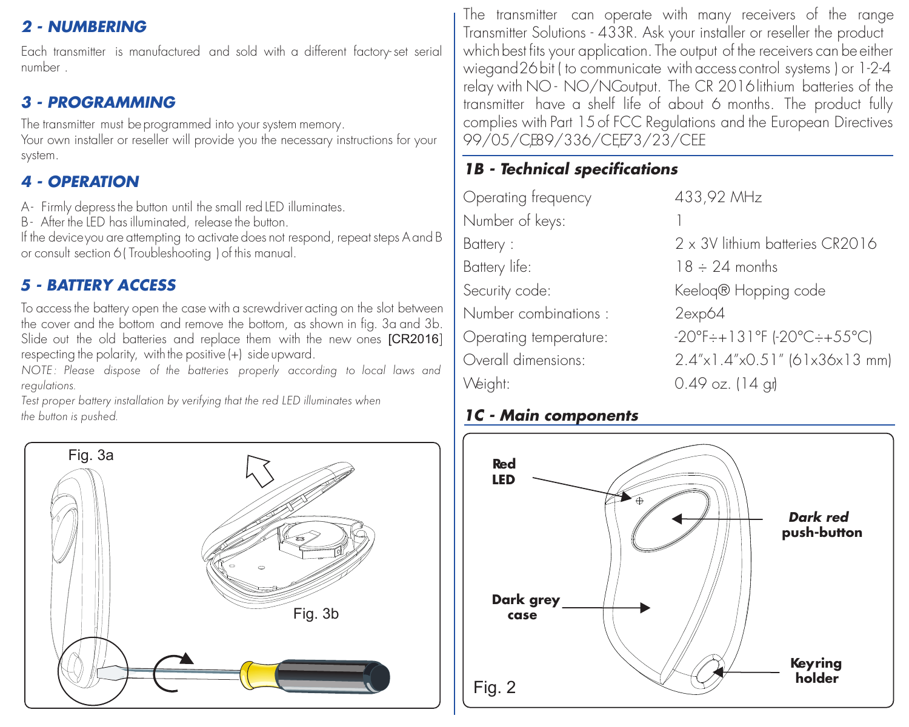## 2 - NUMBERING

Each transmitter is manufactured and sold with a different factory-set serial number .

## 3 - PROGRAMMING

The transmitter must be programmed into your system memory.
Your own installer or reseller will provide you the necessary instructions for your system.

## 4 - OPERATION

A- Firmly depress the button until the small red LED illuminates.
B- After the LED has illuminated, release the button.
If the device you are attempting to activate does not respond, repeat steps A and B or consult section 6 ( Troubleshooting ) of this manual.

## 5 - BATTERY ACCESS

To access the battery open the case with a screwdriver acting on the slot between the cover and the bottom and remove the bottom, as shown in fig. 3a and 3b. Slide out the old batteries and replace them with the new ones [CR2016] respecting the polarity, with the positive (+) side upward.

*NOTE: Please dispose of the batteries properly according to local laws and regulations.*

*Test proper battery installation by verifying that the red LED illuminates when the button is pushed.*

Fig. 3a

Fig. 3b

The transmitter can operate with many receivers of the range Transmitter Solutions - 433R. Ask your installer or reseller the product which best fits your application. The output of the receivers can be either wiegand26bit ( to communicate with access control systems ) or 1-2-4 relay with NO - NO/NC output. The CR 2016 lithium batteries of the transmitter have a shelf life of about 6 months. The product fully complies with Part 15 of FCC Regulations and the European Directives 99/05/CE,89/336/CEE,73/23/CEE.

## 1B - Technical specifications

| | |
|---|---|
| Operating frequency | 433,92 MHz |
| Number of keys: | 1 |
| Battery : | 2 x 3V lithium batteries CR2016 |
| Battery life: | 18 ÷ 24 months |
| Security code: | Keeloq® Hopping code |
| Number combinations : | 2exp64 |
| Operating temperature: | -20°F÷+131°F (-20°C÷+55°C) |
| Overall dimensions: | 2.4"x1.4"x0.51" (61x36x13 mm) |
| Weight: | 0.49 oz. (14 gr) |

## 1C - Main components

Red LED

Dark red push-button

Dark grey case

Keyring holder

Fig. 2